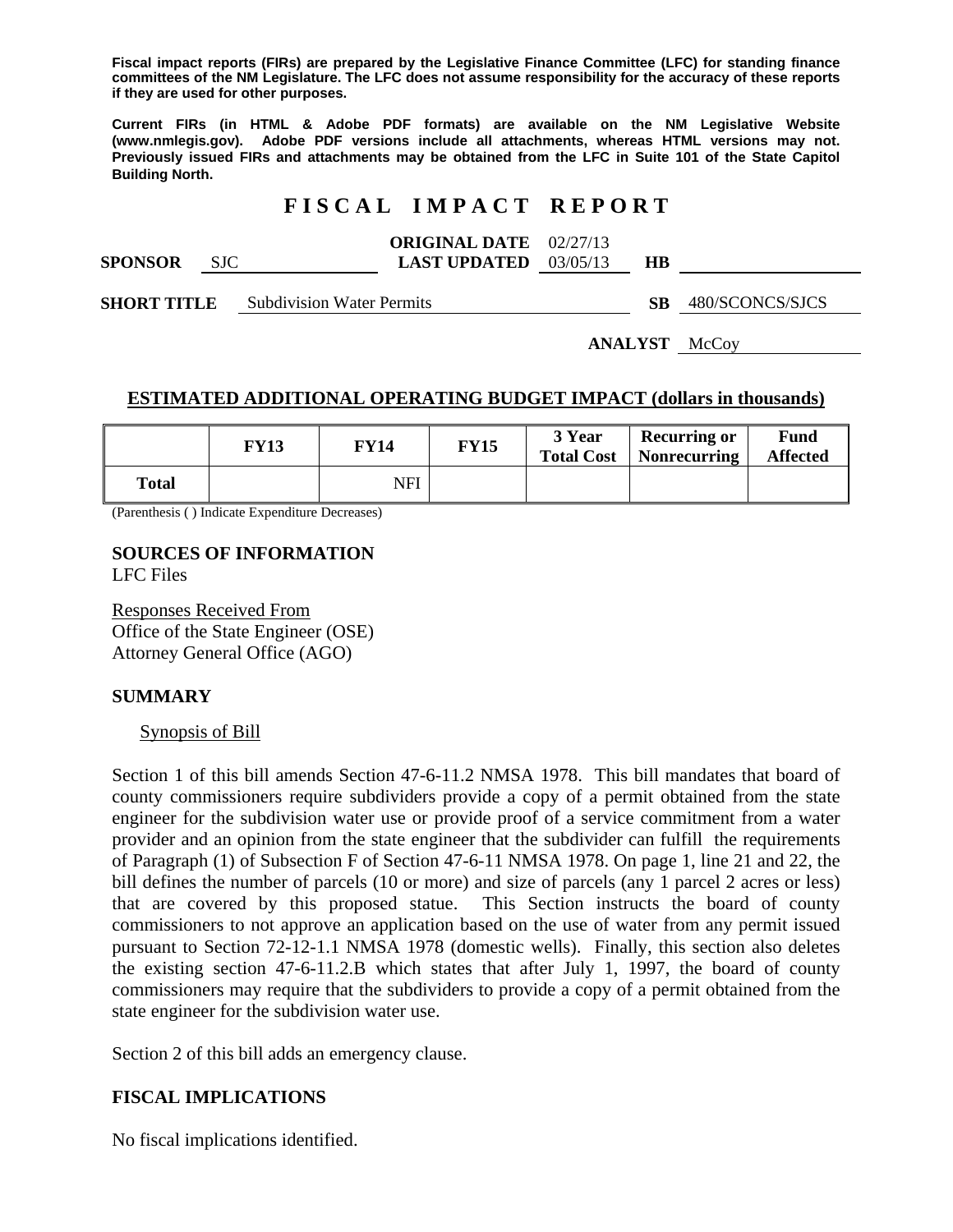**Fiscal impact reports (FIRs) are prepared by the Legislative Finance Committee (LFC) for standing finance committees of the NM Legislature. The LFC does not assume responsibility for the accuracy of these reports if they are used for other purposes.**

**Current FIRs (in HTML & Adobe PDF formats) are available on the NM Legislative Website (www.nmlegis.gov). Adobe PDF versions include all attachments, whereas HTML versions may not. Previously issued FIRs and attachments may be obtained from the LFC in Suite 101 of the State Capitol Building North.**

# FISCAL IMPACT REPORT

**SPONSOR** SJC **ORIGINAL DATE** 02/27/13 **LAST UPDATED** 03/05/13 **HB**

**SHORT TITLE** Subdivision Water Permits **SB** 480/SCONCS/SJCS

**ANALYST** McCoy

## ESTIMATED ADDITIONAL OPERATING BUDGET IMPACT (dollars in thousands)

| | FY13 | FY14 | FY15 | 3 Year Total Cost | Recurring or Nonrecurring | Fund Affected |
|---|---|---|---|---|---|---|
| **Total** | | NFI | | | | |

(Parenthesis ( ) Indicate Expenditure Decreases)

## SOURCES OF INFORMATION

LFC Files

Responses Received From
Office of the State Engineer (OSE)
Attorney General Office (AGO)

## SUMMARY

Synopsis of Bill

Section 1 of this bill amends Section 47-6-11.2 NMSA 1978. This bill mandates that board of county commissioners require subdividers provide a copy of a permit obtained from the state engineer for the subdivision water use or provide proof of a service commitment from a water provider and an opinion from the state engineer that the subdivider can fulfill the requirements of Paragraph (1) of Subsection F of Section 47-6-11 NMSA 1978. On page 1, line 21 and 22, the bill defines the number of parcels (10 or more) and size of parcels (any 1 parcel 2 acres or less) that are covered by this proposed statue. This Section instructs the board of county commissioners to not approve an application based on the use of water from any permit issued pursuant to Section 72-12-1.1 NMSA 1978 (domestic wells). Finally, this section also deletes the existing section 47-6-11.2.B which states that after July 1, 1997, the board of county commissioners may require that the subdividers to provide a copy of a permit obtained from the state engineer for the subdivision water use.

Section 2 of this bill adds an emergency clause.

## FISCAL IMPLICATIONS

No fiscal implications identified.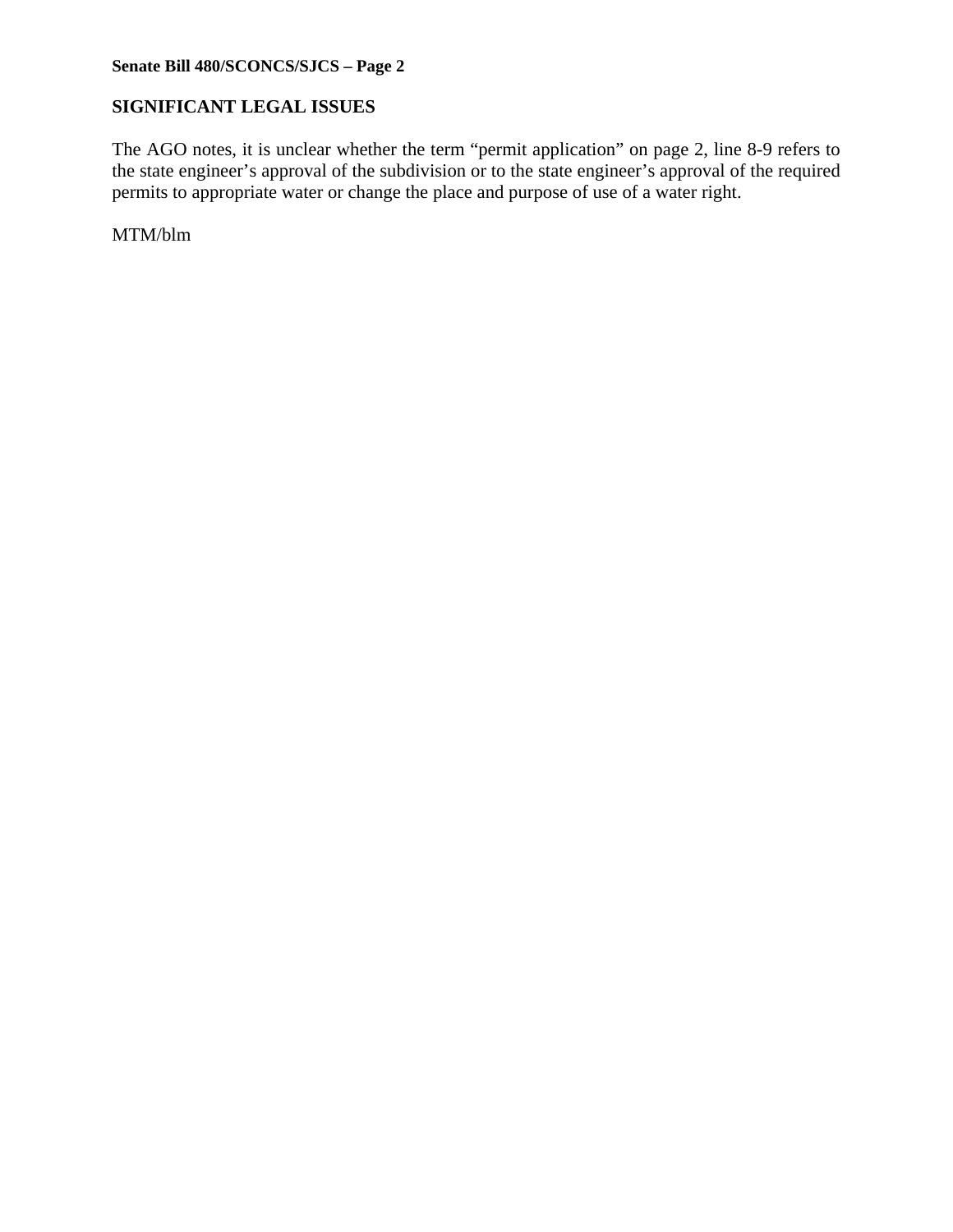## SIGNIFICANT LEGAL ISSUES

The AGO notes, it is unclear whether the term "permit application" on page 2, line 8-9 refers to the state engineer's approval of the subdivision or to the state engineer's approval of the required permits to appropriate water or change the place and purpose of use of a water right.

MTM/blm